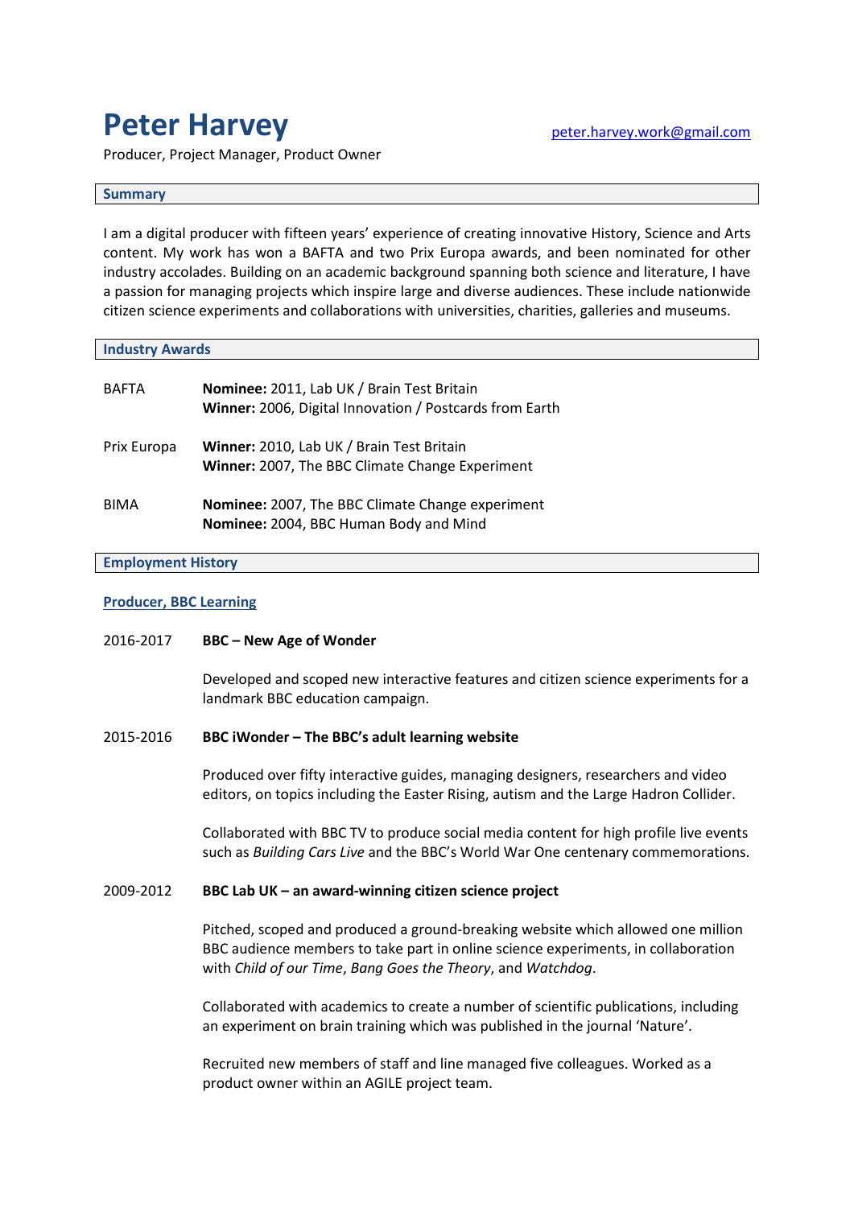# Peter Harvey

[peter.harvey.work@gmail.com](mailto:peter.harvey.work@gmail.com)

Producer, Project Manager, Product Owner

## Summary

I am a digital producer with fifteen years' experience of creating innovative History, Science and Arts content. My work has won a BAFTA and two Prix Europa awards, and been nominated for other industry accolades. Building on an academic background spanning both science and literature, I have a passion for managing projects which inspire large and diverse audiences. These include nationwide citizen science experiments and collaborations with universities, charities, galleries and museums.

## Industry Awards

| | |
|---|---|
| BAFTA | **Nominee:** 2011, Lab UK / Brain Test Britain<br>**Winner:** 2006, Digital Innovation / Postcards from Earth |
| Prix Europa | **Winner:** 2010, Lab UK / Brain Test Britain<br>**Winner:** 2007, The BBC Climate Change Experiment |
| BIMA | **Nominee:** 2007, The BBC Climate Change experiment<br>**Nominee:** 2004, BBC Human Body and Mind |

## Employment History

### Producer, BBC Learning

**2016-2017 — BBC – New Age of Wonder**

Developed and scoped new interactive features and citizen science experiments for a landmark BBC education campaign.

**2015-2016 — BBC iWonder – The BBC's adult learning website**

Produced over fifty interactive guides, managing designers, researchers and video editors, on topics including the Easter Rising, autism and the Large Hadron Collider.

Collaborated with BBC TV to produce social media content for high profile live events such as *Building Cars Live* and the BBC's World War One centenary commemorations.

**2009-2012 — BBC Lab UK – an award-winning citizen science project**

Pitched, scoped and produced a ground-breaking website which allowed one million BBC audience members to take part in online science experiments, in collaboration with *Child of our Time*, *Bang Goes the Theory*, and *Watchdog*.

Collaborated with academics to create a number of scientific publications, including an experiment on brain training which was published in the journal 'Nature'.

Recruited new members of staff and line managed five colleagues. Worked as a product owner within an AGILE project team.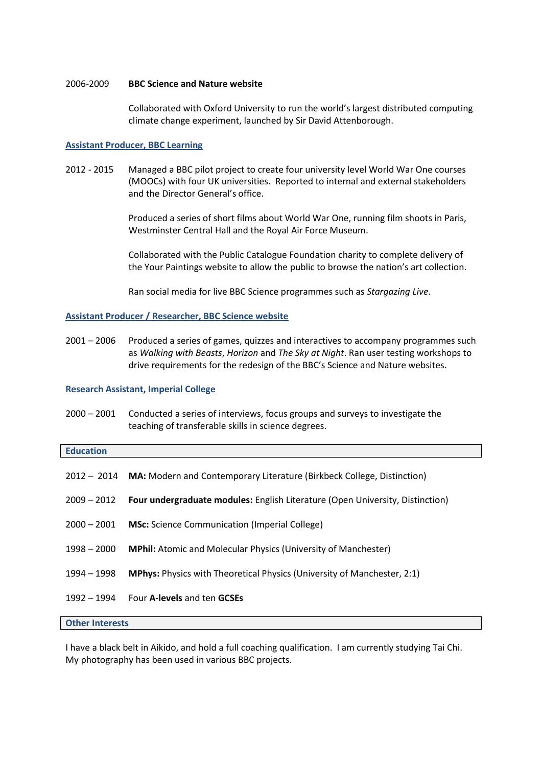2006-2009 **BBC Science and Nature website**

Collaborated with Oxford University to run the world's largest distributed computing climate change experiment, launched by Sir David Attenborough.

## Assistant Producer, BBC Learning

2012 - 2015 Managed a BBC pilot project to create four university level World War One courses (MOOCs) with four UK universities. Reported to internal and external stakeholders and the Director General's office.

Produced a series of short films about World War One, running film shoots in Paris, Westminster Central Hall and the Royal Air Force Museum.

Collaborated with the Public Catalogue Foundation charity to complete delivery of the Your Paintings website to allow the public to browse the nation's art collection.

Ran social media for live BBC Science programmes such as *Stargazing Live*.

## Assistant Producer / Researcher, BBC Science website

2001 – 2006 Produced a series of games, quizzes and interactives to accompany programmes such as *Walking with Beasts*, *Horizon* and *The Sky at Night*. Ran user testing workshops to drive requirements for the redesign of the BBC's Science and Nature websites.

## Research Assistant, Imperial College

2000 – 2001 Conducted a series of interviews, focus groups and surveys to investigate the teaching of transferable skills in science degrees.

## Education

2012 – 2014 **MA:** Modern and Contemporary Literature (Birkbeck College, Distinction)

2009 – 2012 **Four undergraduate modules:** English Literature (Open University, Distinction)

2000 – 2001 **MSc:** Science Communication (Imperial College)

1998 – 2000 **MPhil:** Atomic and Molecular Physics (University of Manchester)

1994 – 1998 **MPhys:** Physics with Theoretical Physics (University of Manchester, 2:1)

1992 – 1994 Four **A-levels** and ten **GCSEs**

## Other Interests

I have a black belt in Aikido, and hold a full coaching qualification. I am currently studying Tai Chi. My photography has been used in various BBC projects.